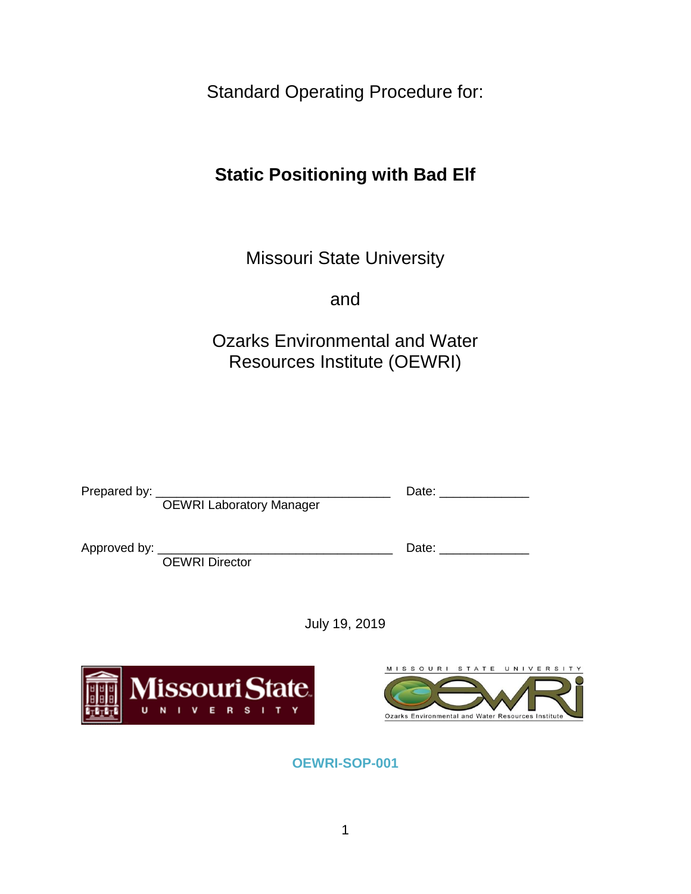Standard Operating Procedure for:

# Static Positioning with Bad Elf

Missouri State University

and

Ozarks Environmental and Water Resources Institute (OEWRI)

Prepared by: ___________________________________ Date: _____________
OEWRI Laboratory Manager

Approved by: ___________________________________ Date: _____________
OEWRI Director

July 19, 2019

**OEWRI-SOP-001**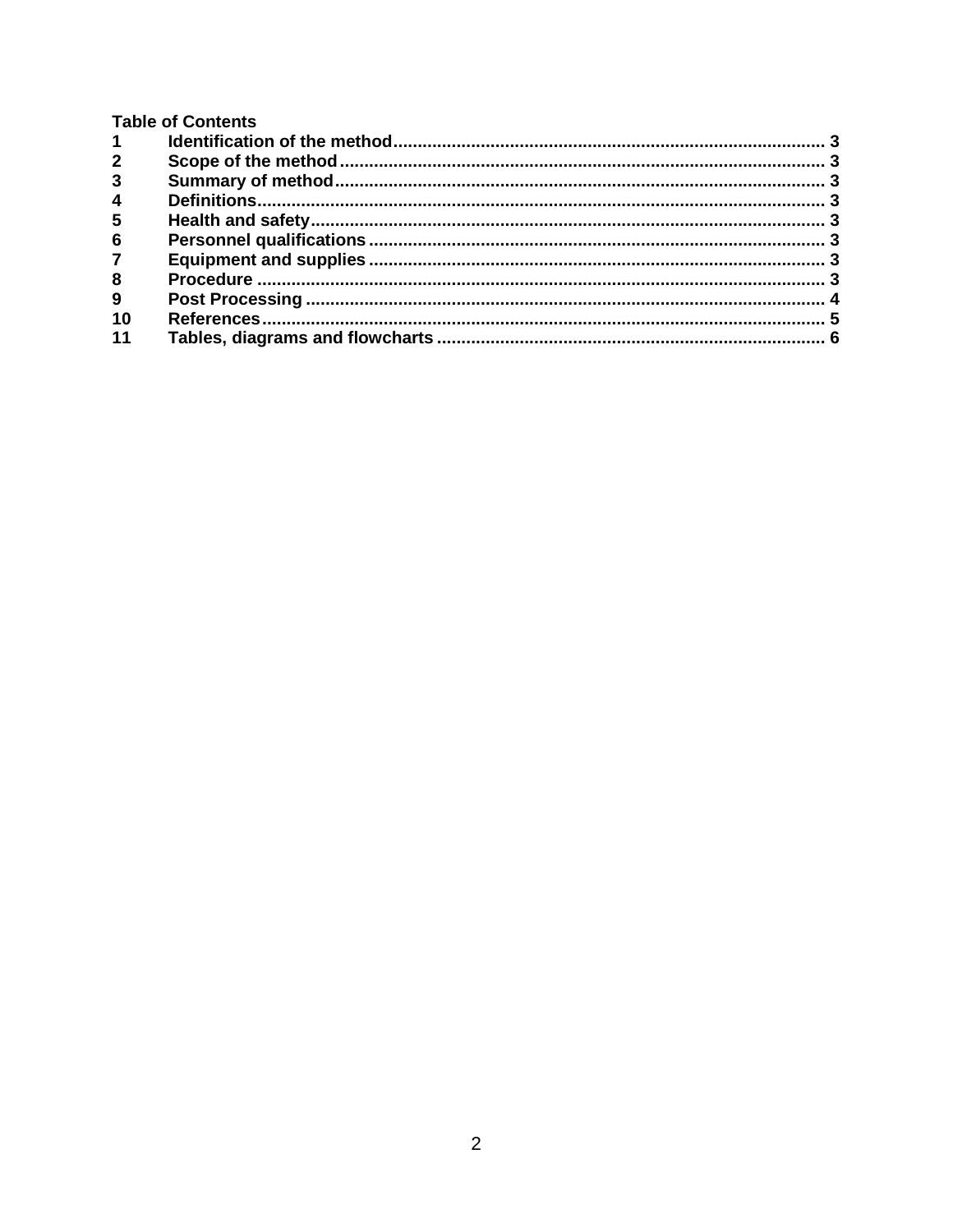**Table of Contents**

| | | |
|---|---|---|
| 1 | Identification of the method | 3 |
| 2 | Scope of the method | 3 |
| 3 | Summary of method | 3 |
| 4 | Definitions | 3 |
| 5 | Health and safety | 3 |
| 6 | Personnel qualifications | 3 |
| 7 | Equipment and supplies | 3 |
| 8 | Procedure | 3 |
| 9 | Post Processing | 4 |
| 10 | References | 5 |
| 11 | Tables, diagrams and flowcharts | 6 |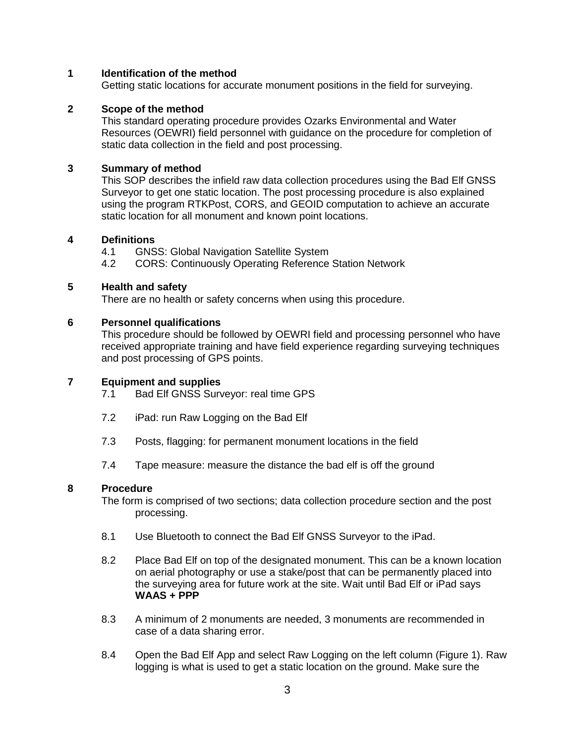## 1 Identification of the method

Getting static locations for accurate monument positions in the field for surveying.

## 2 Scope of the method

This standard operating procedure provides Ozarks Environmental and Water Resources (OEWRI) field personnel with guidance on the procedure for completion of static data collection in the field and post processing.

## 3 Summary of method

This SOP describes the infield raw data collection procedures using the Bad Elf GNSS Surveyor to get one static location. The post processing procedure is also explained using the program RTKPost, CORS, and GEOID computation to achieve an accurate static location for all monument and known point locations.

## 4 Definitions

4.1 GNSS: Global Navigation Satellite System

4.2 CORS: Continuously Operating Reference Station Network

## 5 Health and safety

There are no health or safety concerns when using this procedure.

## 6 Personnel qualifications

This procedure should be followed by OEWRI field and processing personnel who have received appropriate training and have field experience regarding surveying techniques and post processing of GPS points.

## 7 Equipment and supplies

7.1 Bad Elf GNSS Surveyor: real time GPS

7.2 iPad: run Raw Logging on the Bad Elf

7.3 Posts, flagging: for permanent monument locations in the field

7.4 Tape measure: measure the distance the bad elf is off the ground

## 8 Procedure

The form is comprised of two sections; data collection procedure section and the post processing.

8.1 Use Bluetooth to connect the Bad Elf GNSS Surveyor to the iPad.

8.2 Place Bad Elf on top of the designated monument. This can be a known location on aerial photography or use a stake/post that can be permanently placed into the surveying area for future work at the site. Wait until Bad Elf or iPad says **WAAS + PPP**

8.3 A minimum of 2 monuments are needed, 3 monuments are recommended in case of a data sharing error.

8.4 Open the Bad Elf App and select Raw Logging on the left column (Figure 1). Raw logging is what is used to get a static location on the ground. Make sure the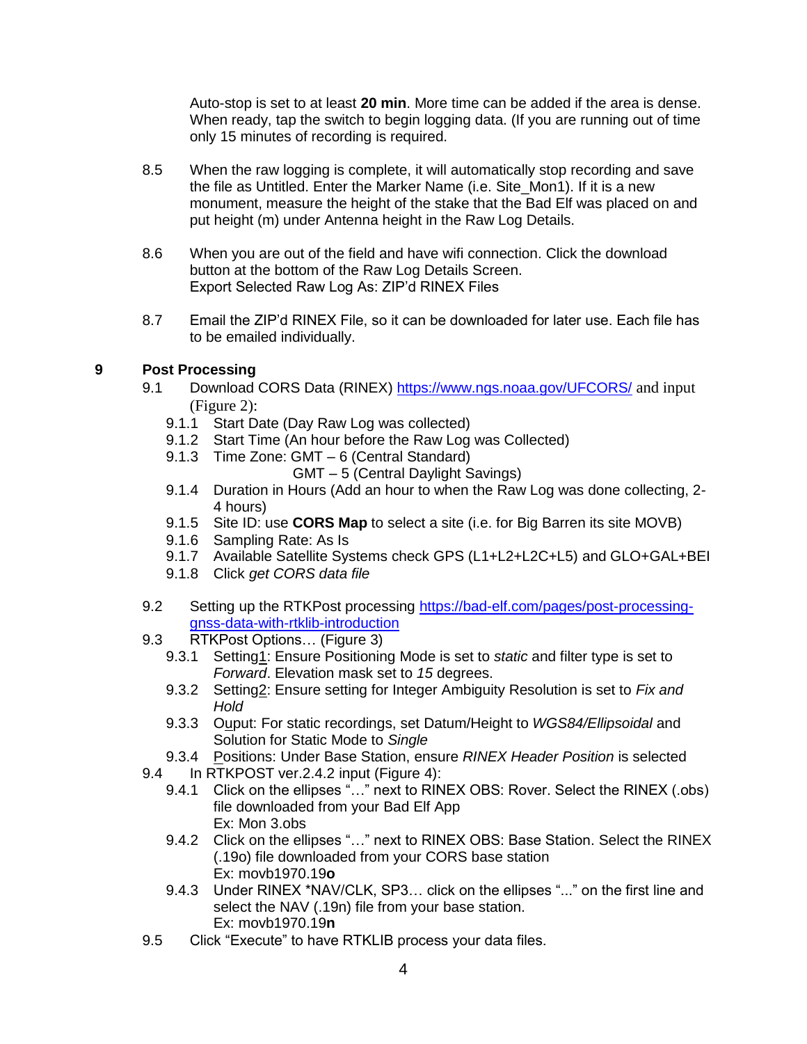Auto-stop is set to at least **20 min**. More time can be added if the area is dense. When ready, tap the switch to begin logging data. (If you are running out of time only 15 minutes of recording is required.

8.5 When the raw logging is complete, it will automatically stop recording and save the file as Untitled. Enter the Marker Name (i.e. Site_Mon1). If it is a new monument, measure the height of the stake that the Bad Elf was placed on and put height (m) under Antenna height in the Raw Log Details.

8.6 When you are out of the field and have wifi connection. Click the download button at the bottom of the Raw Log Details Screen.
Export Selected Raw Log As: ZIP'd RINEX Files

8.7 Email the ZIP'd RINEX File, so it can be downloaded for later use. Each file has to be emailed individually.

## 9 Post Processing

9.1 Download CORS Data (RINEX) https://www.ngs.noaa.gov/UFCORS/ and input (Figure 2):

- 9.1.1 Start Date (Day Raw Log was collected)
- 9.1.2 Start Time (An hour before the Raw Log was Collected)
- 9.1.3 Time Zone: GMT – 6 (Central Standard)
  GMT – 5 (Central Daylight Savings)
- 9.1.4 Duration in Hours (Add an hour to when the Raw Log was done collecting, 2-4 hours)
- 9.1.5 Site ID: use **CORS Map** to select a site (i.e. for Big Barren its site MOVB)
- 9.1.6 Sampling Rate: As Is
- 9.1.7 Available Satellite Systems check GPS (L1+L2+L2C+L5) and GLO+GAL+BEI
- 9.1.8 Click *get CORS data file*

9.2 Setting up the RTKPost processing https://bad-elf.com/pages/post-processing-gnss-data-with-rtklib-introduction

9.3 RTKPost Options… (Figure 3)

- 9.3.1 Setting1: Ensure Positioning Mode is set to *static* and filter type is set to *Forward*. Elevation mask set to *15* degrees.
- 9.3.2 Setting2: Ensure setting for Integer Ambiguity Resolution is set to *Fix and Hold*
- 9.3.3 Ouput: For static recordings, set Datum/Height to *WGS84/Ellipsoidal* and Solution for Static Mode to *Single*
- 9.3.4 Positions: Under Base Station, ensure *RINEX Header Position* is selected

9.4 In RTKPOST ver.2.4.2 input (Figure 4):

- 9.4.1 Click on the ellipses "…" next to RINEX OBS: Rover. Select the RINEX (.obs) file downloaded from your Bad Elf App
  Ex: Mon 3.obs
- 9.4.2 Click on the ellipses "…" next to RINEX OBS: Base Station. Select the RINEX (.19o) file downloaded from your CORS base station
  Ex: movb1970.19**o**
- 9.4.3 Under RINEX *NAV/CLK, SP3… click on the ellipses "..." on the first line and select the NAV (.19n) file from your base station.
  Ex: movb1970.19**n**

9.5 Click "Execute" to have RTKLIB process your data files.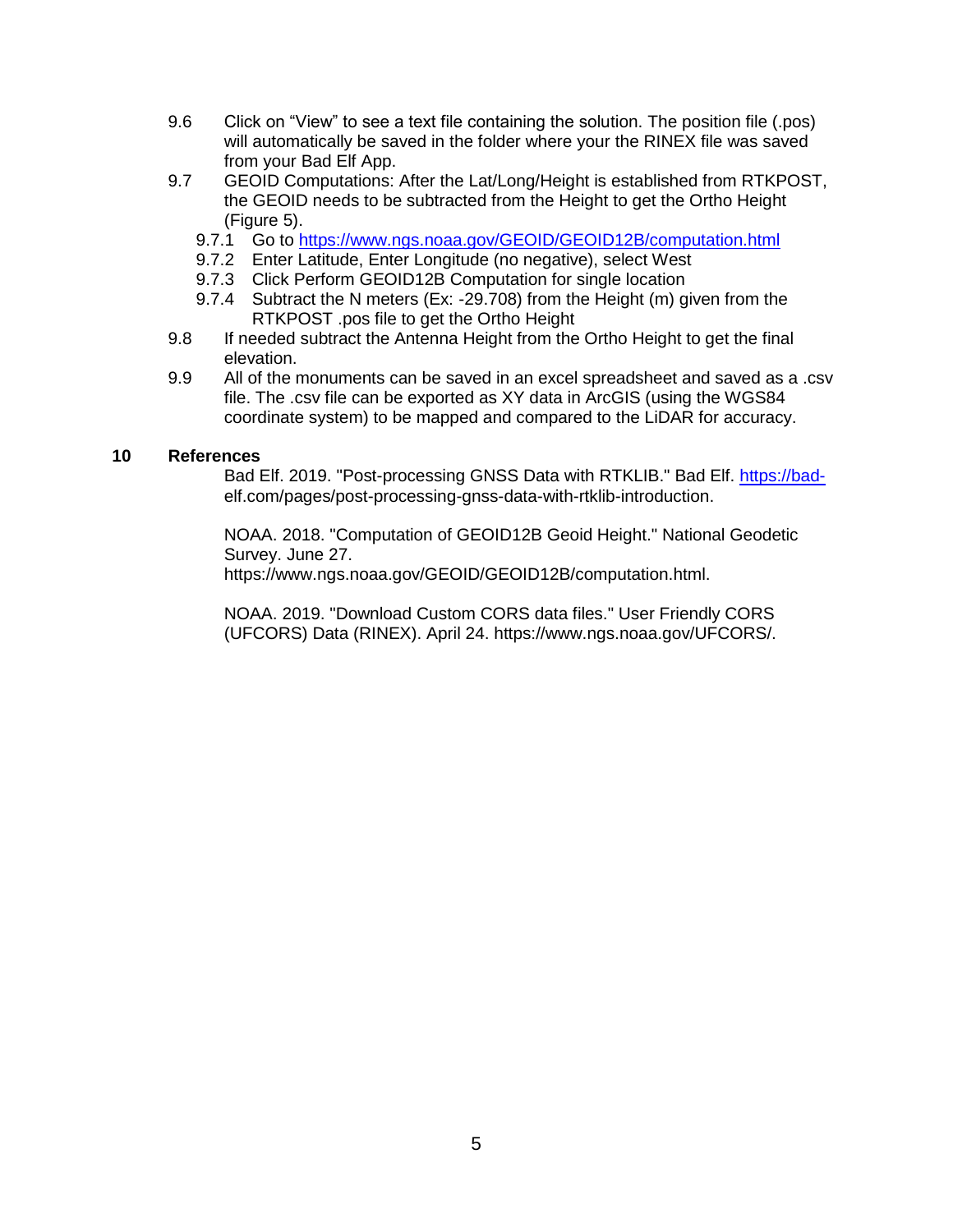9.6 Click on "View" to see a text file containing the solution. The position file (.pos) will automatically be saved in the folder where your the RINEX file was saved from your Bad Elf App.

9.7 GEOID Computations: After the Lat/Long/Height is established from RTKPOST, the GEOID needs to be subtracted from the Height to get the Ortho Height (Figure 5).

   9.7.1 Go to [https://www.ngs.noaa.gov/GEOID/GEOID12B/computation.html](https://www.ngs.noaa.gov/GEOID/GEOID12B/computation.html)

   9.7.2 Enter Latitude, Enter Longitude (no negative), select West

   9.7.3 Click Perform GEOID12B Computation for single location

   9.7.4 Subtract the N meters (Ex: -29.708) from the Height (m) given from the RTKPOST .pos file to get the Ortho Height

9.8 If needed subtract the Antenna Height from the Ortho Height to get the final elevation.

9.9 All of the monuments can be saved in an excel spreadsheet and saved as a .csv file. The .csv file can be exported as XY data in ArcGIS (using the WGS84 coordinate system) to be mapped and compared to the LiDAR for accuracy.

## 10 References

Bad Elf. 2019. "Post-processing GNSS Data with RTKLIB." Bad Elf. [https://bad-elf.com/pages/post-processing-gnss-data-with-rtklib-introduction](https://bad-elf.com/pages/post-processing-gnss-data-with-rtklib-introduction).

NOAA. 2018. "Computation of GEOID12B Geoid Height." National Geodetic Survey. June 27. https://www.ngs.noaa.gov/GEOID/GEOID12B/computation.html.

NOAA. 2019. "Download Custom CORS data files." User Friendly CORS (UFCORS) Data (RINEX). April 24. https://www.ngs.noaa.gov/UFCORS/.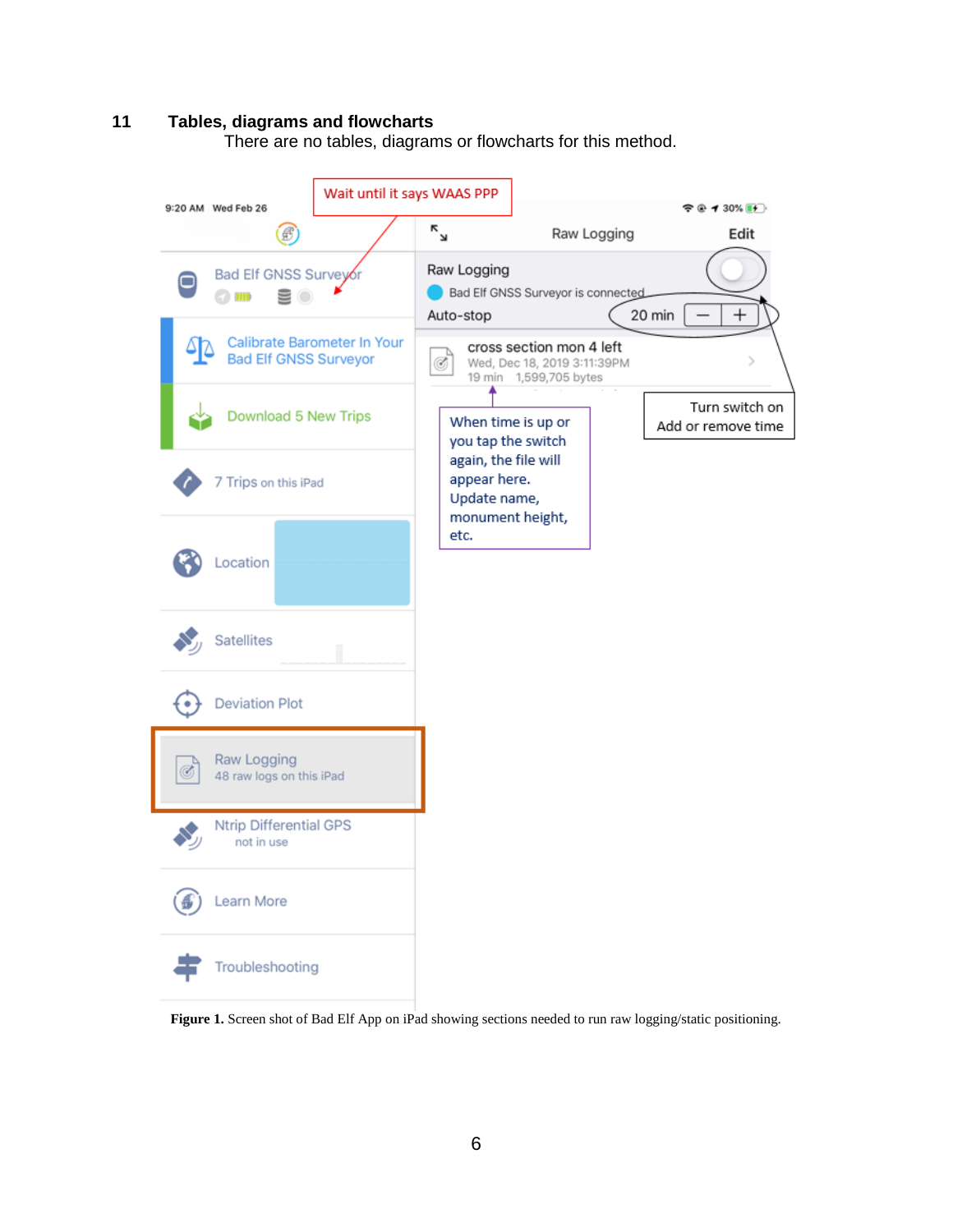## 11 Tables, diagrams and flowcharts

There are no tables, diagrams or flowcharts for this method.

**Figure 1.** Screen shot of Bad Elf App on iPad showing sections needed to run raw logging/static positioning.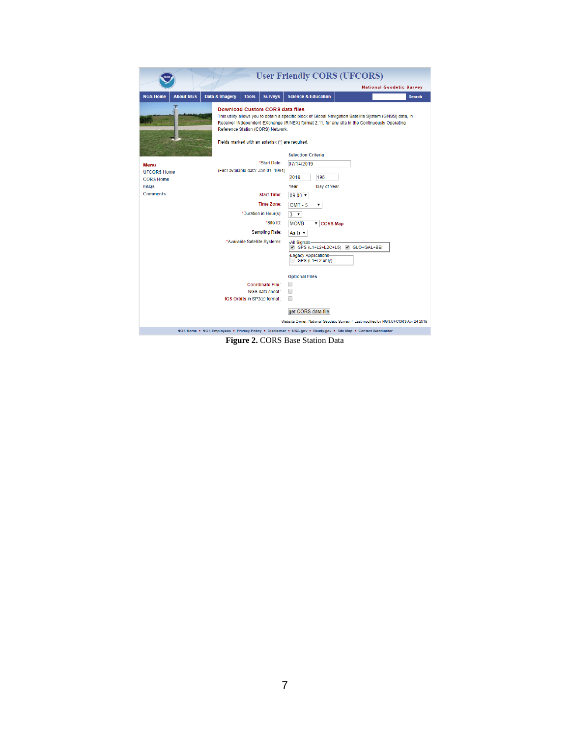# User Friendly CORS (UFCORS)

**National Geodetic Survey**

NGS Home | About NGS | Data & Imagery | Tools | Surveys | Science & Education | Search

**Menu**

- UFCORS Home
- CORS Home
- FAQs
- Comments

## Download Custom CORS data files

This utility allows you to obtain a specific block of Global Navigation Satellite System (GNSS) data, in Receiver INdependent EXchange (RINEX) format 2.11, for any site in the Continuously Operating Reference Station (CORS) Network.

Fields marked with an asterisk (*) are required.

**Selection Criteria**

*Start Date: 07/14/2019
(First available data: Jan 01, 1994)
2019 195
Year Day of Year

Start Time: 09:00

Time Zone: GMT - 5

*Duration in Hour(s): 3

*Site ID: MOVB CORS Map

Sampling Rate: As Is

*Available Satellite Systems:
All Signals
GPS (L1+L2+L2C+L5) GLO+GAL+BEI
Legacy Applications
GPS (L1+L2 only)

**Optional Files**

Coordinate File :
NGS data sheet :
IGS Orbits in SP3(c) format :

get CORS data file

Website Owner: National Geodetic Survey / Last modified by NGS.UFCORS Apr 24 2019

NOS Home • NGS Employees • Privacy Policy • Disclaimer • USA.gov • Ready.gov • Site Map • Contact Webmaster

**Figure 2.** CORS Base Station Data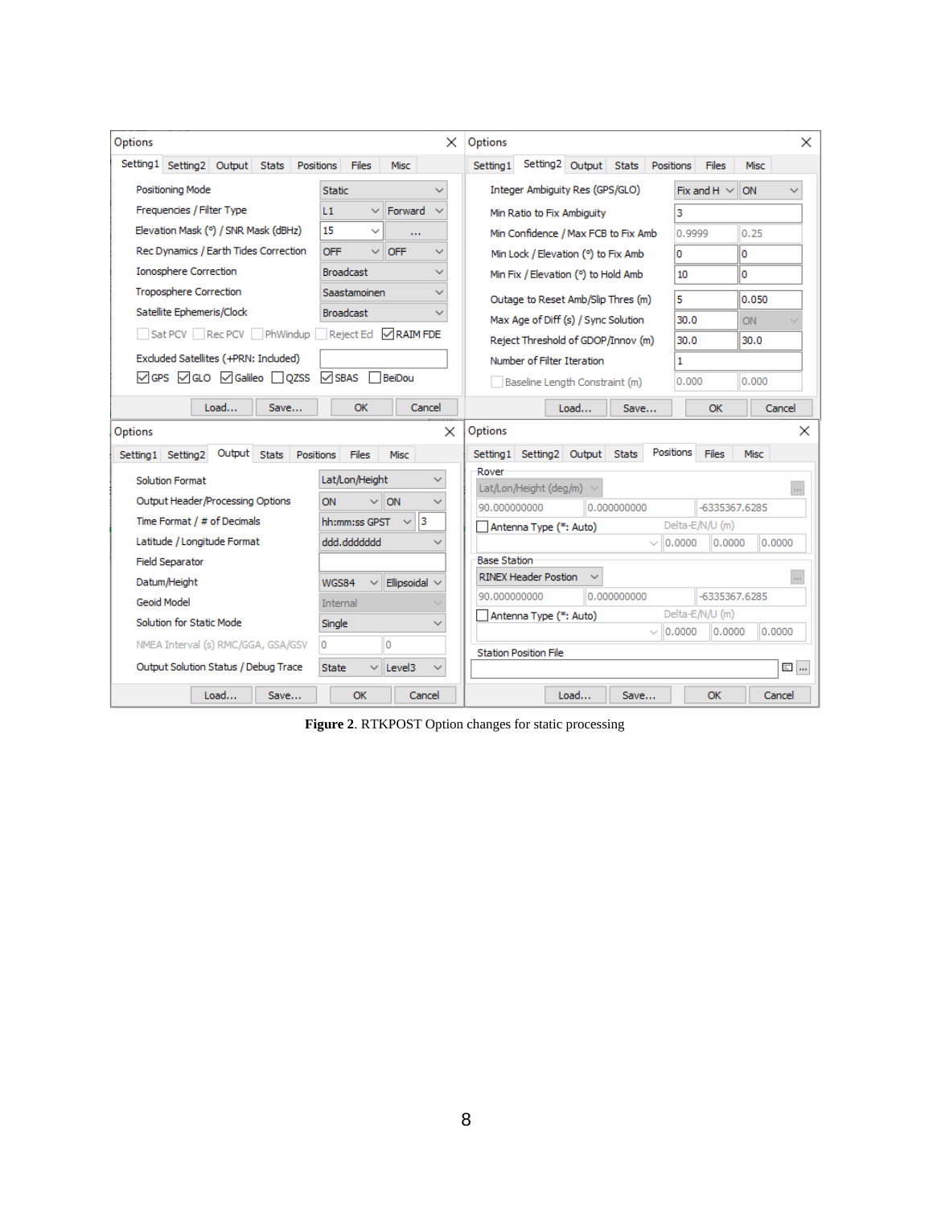**Figure 2**. RTKPOST Option changes for static processing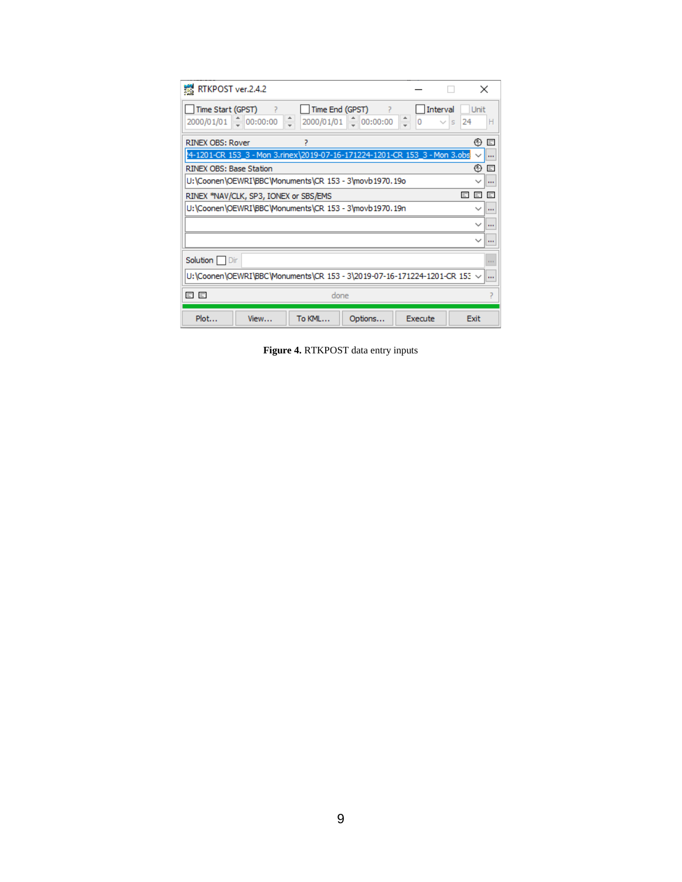**Figure 4.** RTKPOST data entry inputs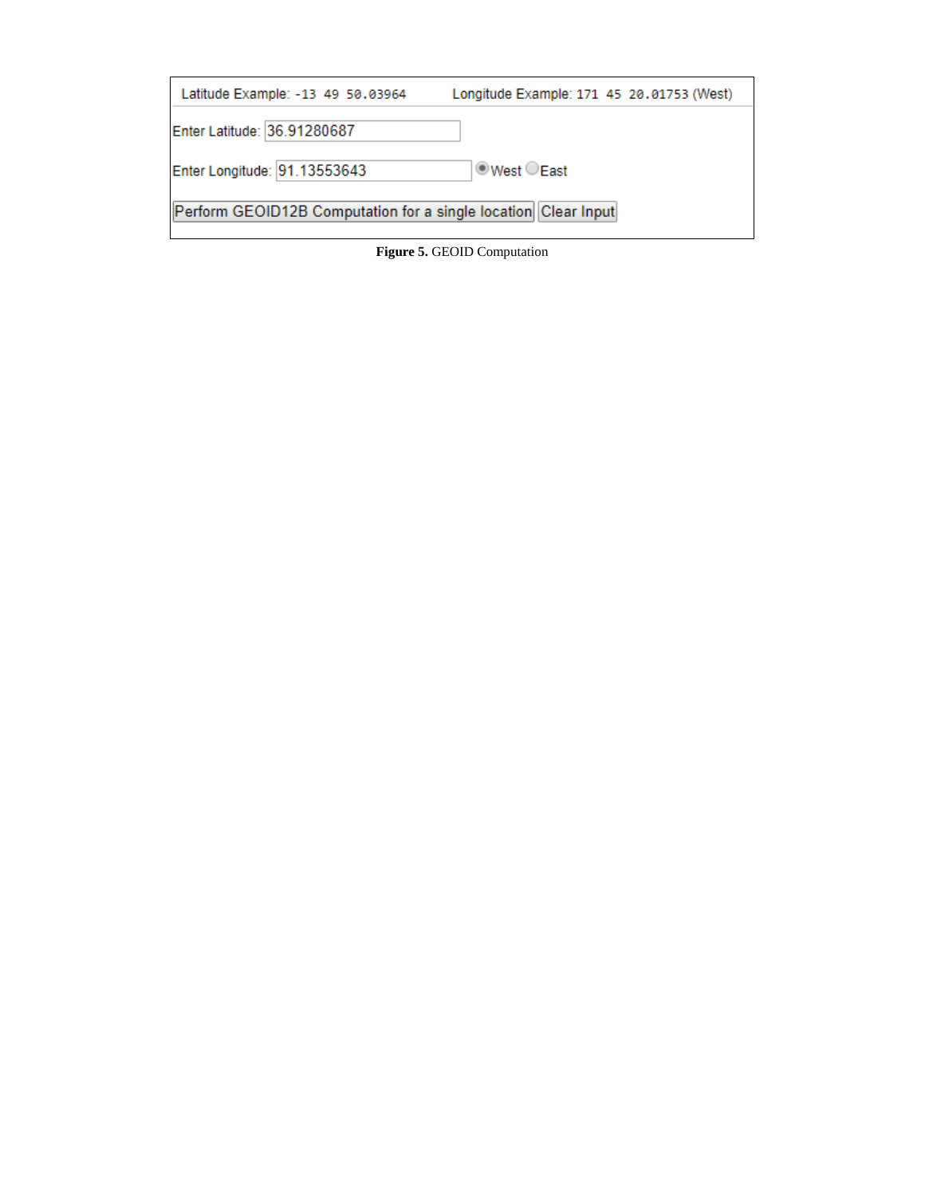Latitude Example: -13 49 50.03964    Longitude Example: 171 45 20.01753 (West)

Enter Latitude: 36.91280687

Enter Longitude: 91.13553643 ◉ West ○ East

Perform GEOID12B Computation for a single location | Clear Input

**Figure 5.** GEOID Computation